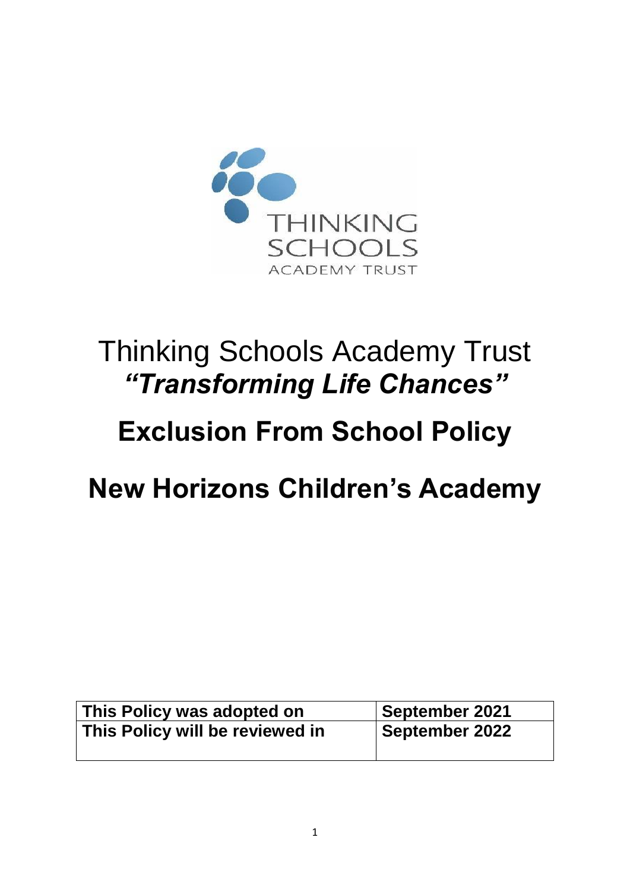THINKING SCHOOLS ACADEMY TRUST

# Thinking Schools Academy Trust

***"Transforming Life Chances"***

# Exclusion From School Policy

# New Horizons Children's Academy

| This Policy was adopted on | September 2021 |
| --- | --- |
| This Policy will be reviewed in | September 2022 |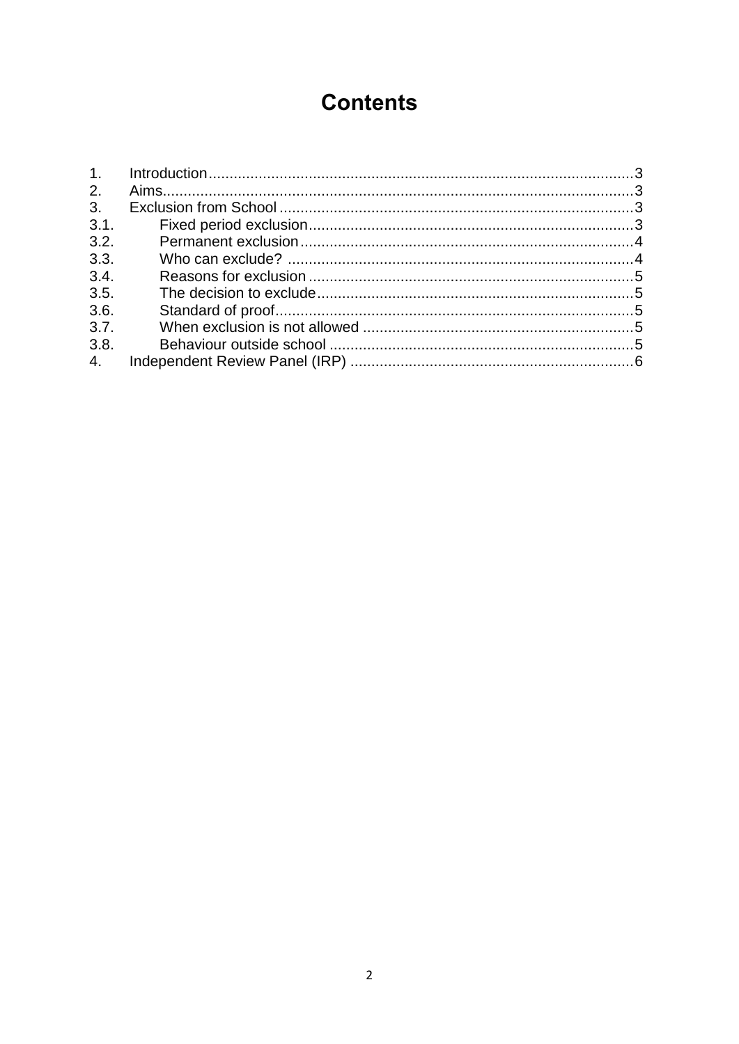# Contents

| | | |
|---|---|---|
| 1. | Introduction | 3 |
| 2. | Aims | 3 |
| 3. | Exclusion from School | 3 |
| 3.1. | Fixed period exclusion | 3 |
| 3.2. | Permanent exclusion | 4 |
| 3.3. | Who can exclude? | 4 |
| 3.4. | Reasons for exclusion | 5 |
| 3.5. | The decision to exclude | 5 |
| 3.6. | Standard of proof | 5 |
| 3.7. | When exclusion is not allowed | 5 |
| 3.8. | Behaviour outside school | 5 |
| 4. | Independent Review Panel (IRP) | 6 |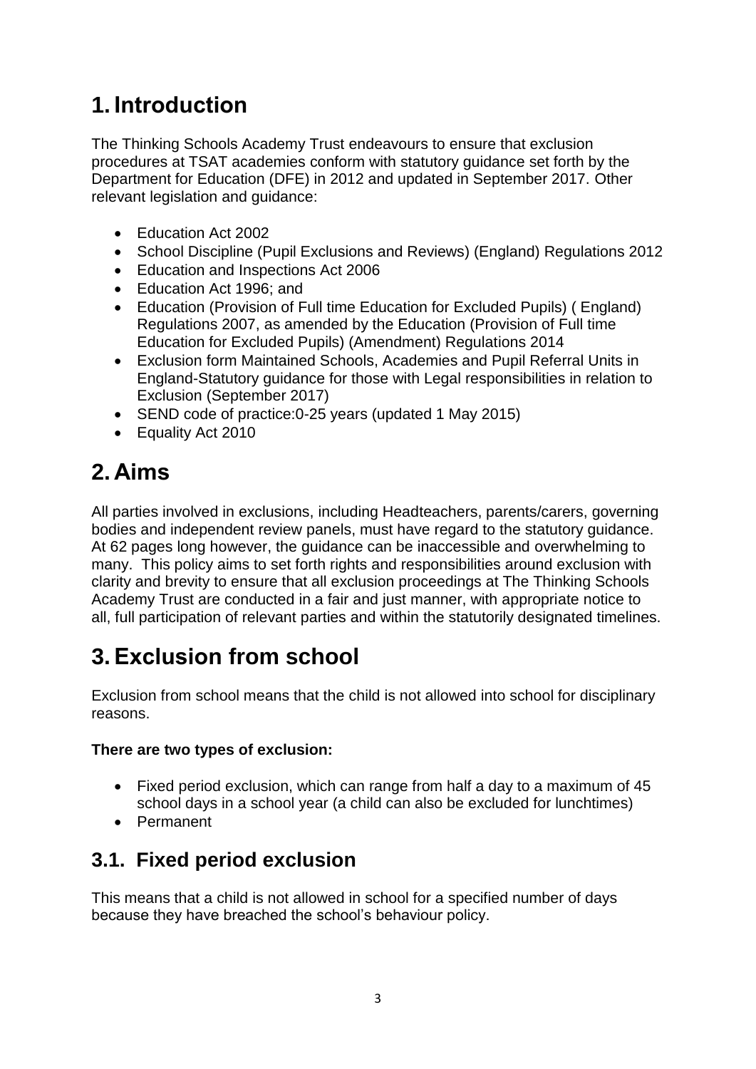# 1. Introduction

The Thinking Schools Academy Trust endeavours to ensure that exclusion procedures at TSAT academies conform with statutory guidance set forth by the Department for Education (DFE) in 2012 and updated in September 2017. Other relevant legislation and guidance:

- Education Act 2002
- School Discipline (Pupil Exclusions and Reviews) (England) Regulations 2012
- Education and Inspections Act 2006
- Education Act 1996; and
- Education (Provision of Full time Education for Excluded Pupils) ( England) Regulations 2007, as amended by the Education (Provision of Full time Education for Excluded Pupils) (Amendment) Regulations 2014
- Exclusion form Maintained Schools, Academies and Pupil Referral Units in England-Statutory guidance for those with Legal responsibilities in relation to Exclusion (September 2017)
- SEND code of practice:0-25 years (updated 1 May 2015)
- Equality Act 2010

# 2. Aims

All parties involved in exclusions, including Headteachers, parents/carers, governing bodies and independent review panels, must have regard to the statutory guidance. At 62 pages long however, the guidance can be inaccessible and overwhelming to many. This policy aims to set forth rights and responsibilities around exclusion with clarity and brevity to ensure that all exclusion proceedings at The Thinking Schools Academy Trust are conducted in a fair and just manner, with appropriate notice to all, full participation of relevant parties and within the statutorily designated timelines.

# 3. Exclusion from school

Exclusion from school means that the child is not allowed into school for disciplinary reasons.

**There are two types of exclusion:**

- Fixed period exclusion, which can range from half a day to a maximum of 45 school days in a school year (a child can also be excluded for lunchtimes)
- Permanent

## 3.1. Fixed period exclusion

This means that a child is not allowed in school for a specified number of days because they have breached the school's behaviour policy.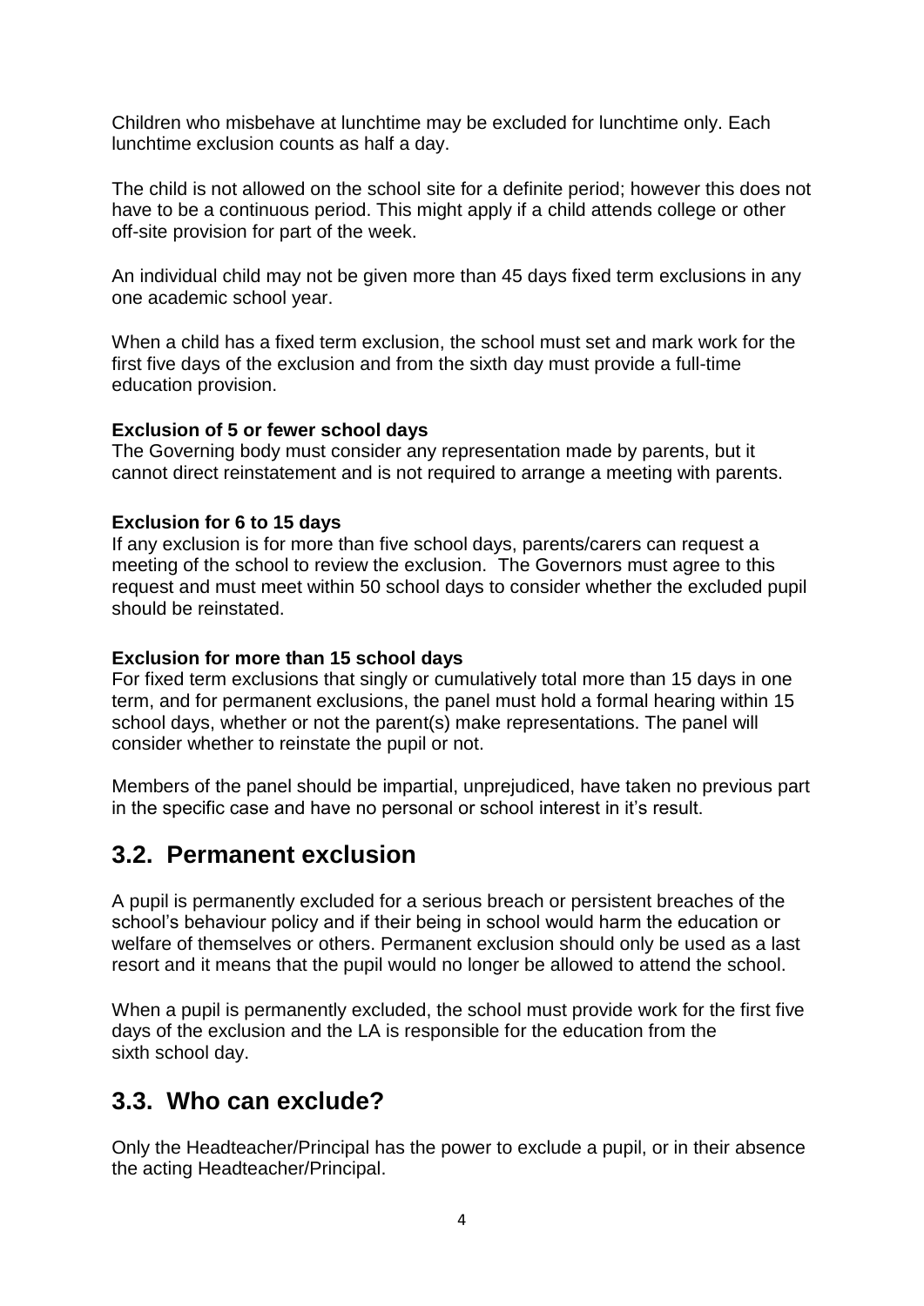Children who misbehave at lunchtime may be excluded for lunchtime only. Each lunchtime exclusion counts as half a day.

The child is not allowed on the school site for a definite period; however this does not have to be a continuous period. This might apply if a child attends college or other off-site provision for part of the week.

An individual child may not be given more than 45 days fixed term exclusions in any one academic school year.

When a child has a fixed term exclusion, the school must set and mark work for the first five days of the exclusion and from the sixth day must provide a full-time education provision.

**Exclusion of 5 or fewer school days**
The Governing body must consider any representation made by parents, but it cannot direct reinstatement and is not required to arrange a meeting with parents.

**Exclusion for 6 to 15 days**
If any exclusion is for more than five school days, parents/carers can request a meeting of the school to review the exclusion. The Governors must agree to this request and must meet within 50 school days to consider whether the excluded pupil should be reinstated.

**Exclusion for more than 15 school days**
For fixed term exclusions that singly or cumulatively total more than 15 days in one term, and for permanent exclusions, the panel must hold a formal hearing within 15 school days, whether or not the parent(s) make representations. The panel will consider whether to reinstate the pupil or not.

Members of the panel should be impartial, unprejudiced, have taken no previous part in the specific case and have no personal or school interest in it's result.

## 3.2. Permanent exclusion

A pupil is permanently excluded for a serious breach or persistent breaches of the school's behaviour policy and if their being in school would harm the education or welfare of themselves or others. Permanent exclusion should only be used as a last resort and it means that the pupil would no longer be allowed to attend the school.

When a pupil is permanently excluded, the school must provide work for the first five days of the exclusion and the LA is responsible for the education from the sixth school day.

## 3.3. Who can exclude?

Only the Headteacher/Principal has the power to exclude a pupil, or in their absence the acting Headteacher/Principal.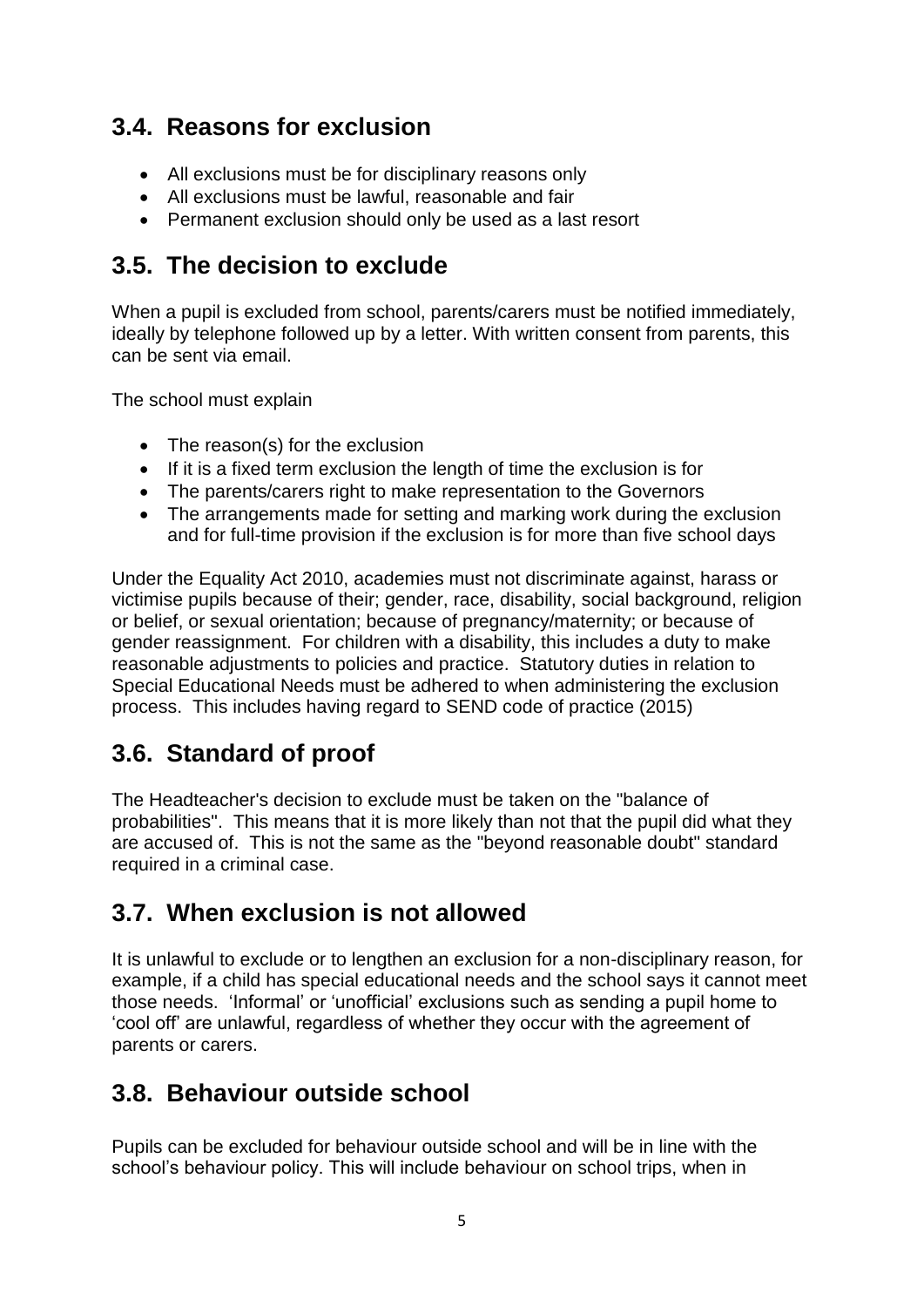## 3.4. Reasons for exclusion

- All exclusions must be for disciplinary reasons only
- All exclusions must be lawful, reasonable and fair
- Permanent exclusion should only be used as a last resort

## 3.5. The decision to exclude

When a pupil is excluded from school, parents/carers must be notified immediately, ideally by telephone followed up by a letter. With written consent from parents, this can be sent via email.

The school must explain

- The reason(s) for the exclusion
- If it is a fixed term exclusion the length of time the exclusion is for
- The parents/carers right to make representation to the Governors
- The arrangements made for setting and marking work during the exclusion and for full-time provision if the exclusion is for more than five school days

Under the Equality Act 2010, academies must not discriminate against, harass or victimise pupils because of their; gender, race, disability, social background, religion or belief, or sexual orientation; because of pregnancy/maternity; or because of gender reassignment. For children with a disability, this includes a duty to make reasonable adjustments to policies and practice. Statutory duties in relation to Special Educational Needs must be adhered to when administering the exclusion process. This includes having regard to SEND code of practice (2015)

## 3.6. Standard of proof

The Headteacher's decision to exclude must be taken on the "balance of probabilities". This means that it is more likely than not that the pupil did what they are accused of. This is not the same as the "beyond reasonable doubt" standard required in a criminal case.

## 3.7. When exclusion is not allowed

It is unlawful to exclude or to lengthen an exclusion for a non-disciplinary reason, for example, if a child has special educational needs and the school says it cannot meet those needs. 'Informal' or 'unofficial' exclusions such as sending a pupil home to 'cool off' are unlawful, regardless of whether they occur with the agreement of parents or carers.

## 3.8. Behaviour outside school

Pupils can be excluded for behaviour outside school and will be in line with the school's behaviour policy. This will include behaviour on school trips, when in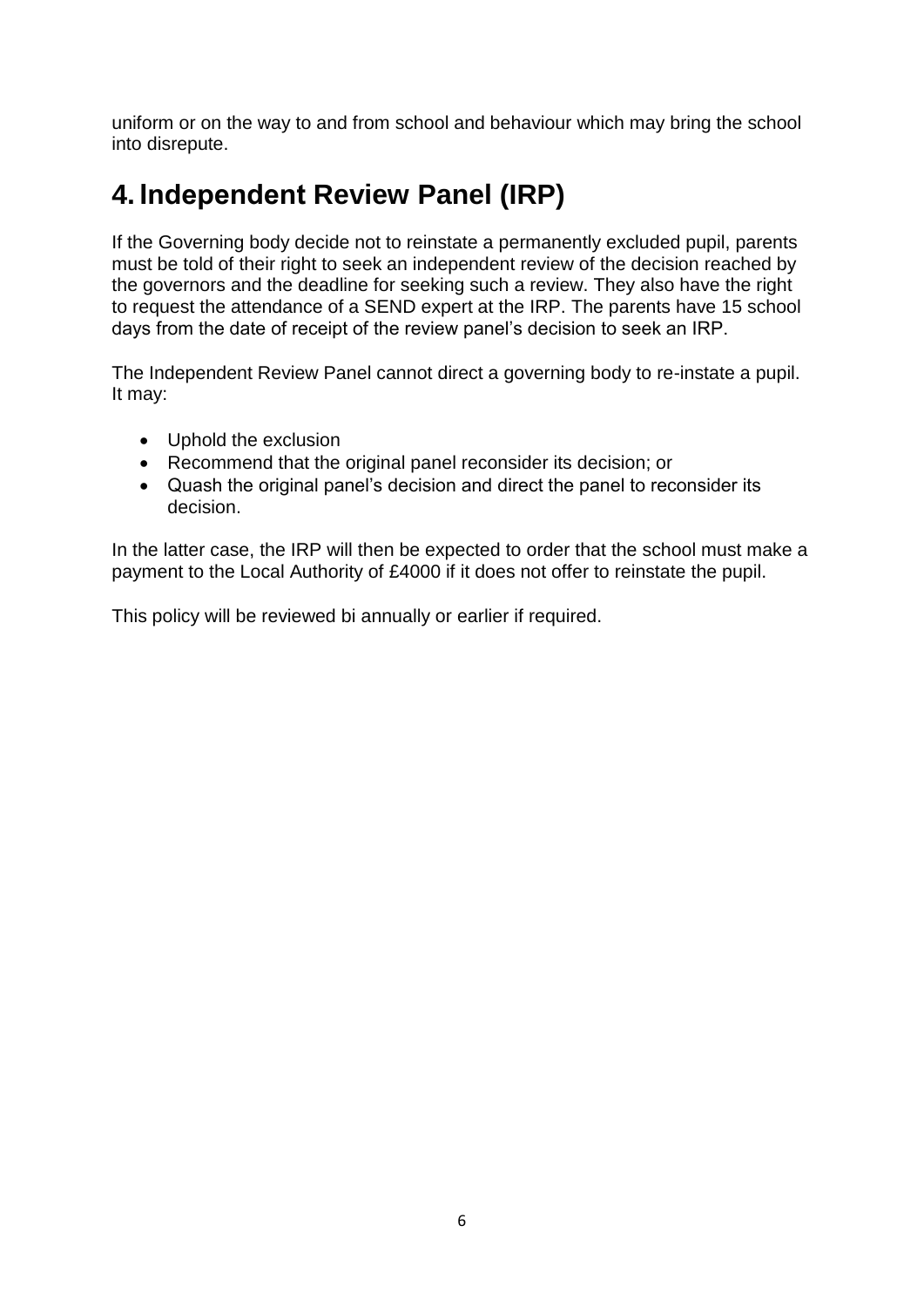uniform or on the way to and from school and behaviour which may bring the school into disrepute.

## 4. Independent Review Panel (IRP)

If the Governing body decide not to reinstate a permanently excluded pupil, parents must be told of their right to seek an independent review of the decision reached by the governors and the deadline for seeking such a review. They also have the right to request the attendance of a SEND expert at the IRP. The parents have 15 school days from the date of receipt of the review panel's decision to seek an IRP.

The Independent Review Panel cannot direct a governing body to re-instate a pupil. It may:

- Uphold the exclusion
- Recommend that the original panel reconsider its decision; or
- Quash the original panel's decision and direct the panel to reconsider its decision.

In the latter case, the IRP will then be expected to order that the school must make a payment to the Local Authority of £4000 if it does not offer to reinstate the pupil.

This policy will be reviewed bi annually or earlier if required.